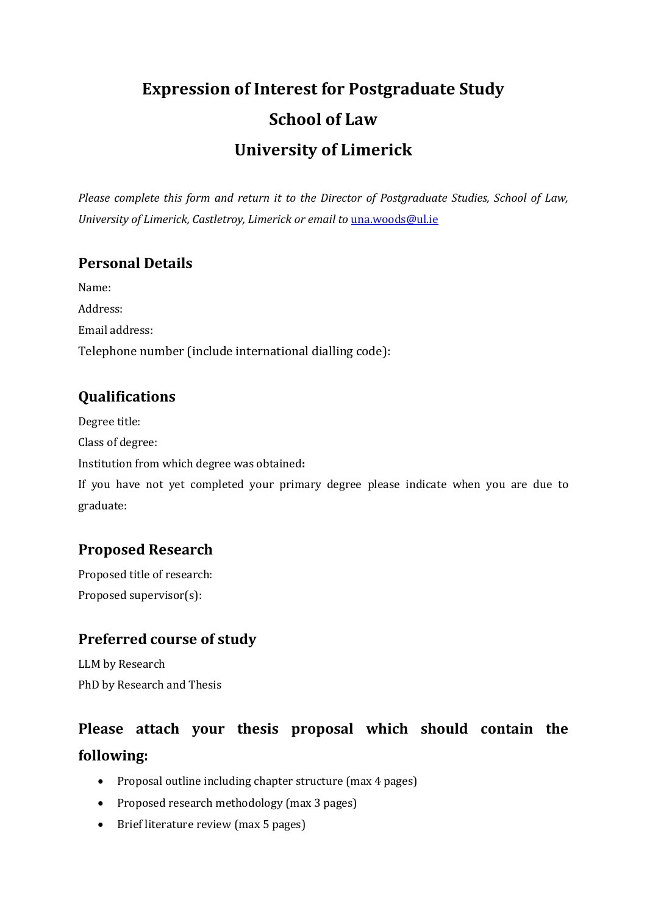# Expression of Interest for Postgraduate Study

# School of Law

# University of Limerick

*Please complete this form and return it to the Director of Postgraduate Studies, School of Law, University of Limerick, Castletroy, Limerick or email to* una.woods@ul.ie

## Personal Details

Name:

Address:

Email address:

Telephone number (include international dialling code):

## Qualifications

Degree title:

Class of degree:

Institution from which degree was obtained**:**

If you have not yet completed your primary degree please indicate when you are due to graduate:

## Proposed Research

Proposed title of research:

Proposed supervisor(s):

## Preferred course of study

LLM by Research

PhD by Research and Thesis

## Please attach your thesis proposal which should contain the following:

- Proposal outline including chapter structure (max 4 pages)
- Proposed research methodology (max 3 pages)
- Brief literature review (max 5 pages)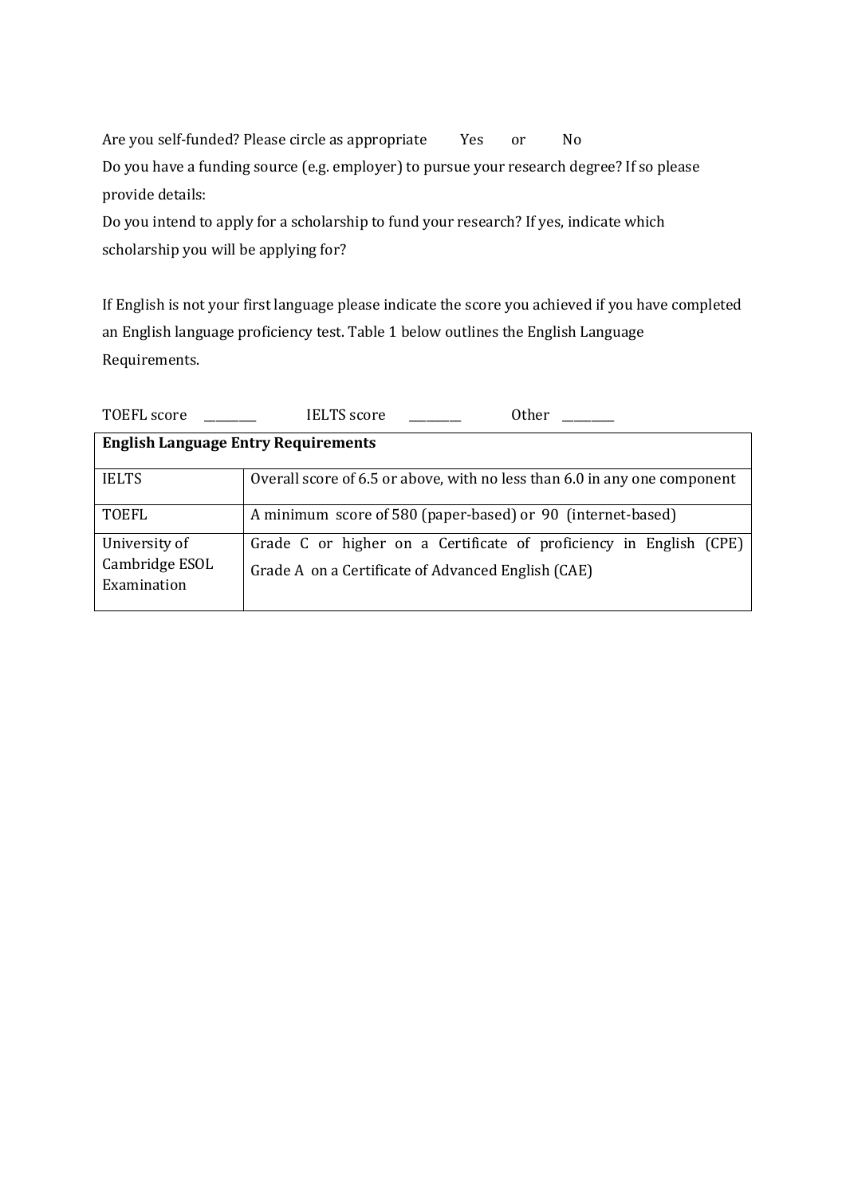Are you self-funded? Please circle as appropriate Yes or No

Do you have a funding source (e.g. employer) to pursue your research degree? If so please provide details:

Do you intend to apply for a scholarship to fund your research? If yes, indicate which scholarship you will be applying for?

If English is not your first language please indicate the score you achieved if you have completed an English language proficiency test. Table 1 below outlines the English Language Requirements.

TOEFL score ________ IELTS score ________ Other ________

| **English Language Entry Requirements** | |
|---|---|
| IELTS | Overall score of 6.5 or above, with no less than 6.0 in any one component |
| TOEFL | A minimum score of 580 (paper-based) or 90 (internet-based) |
| University of Cambridge ESOL Examination | Grade C or higher on a Certificate of proficiency in English (CPE) Grade A on a Certificate of Advanced English (CAE) |